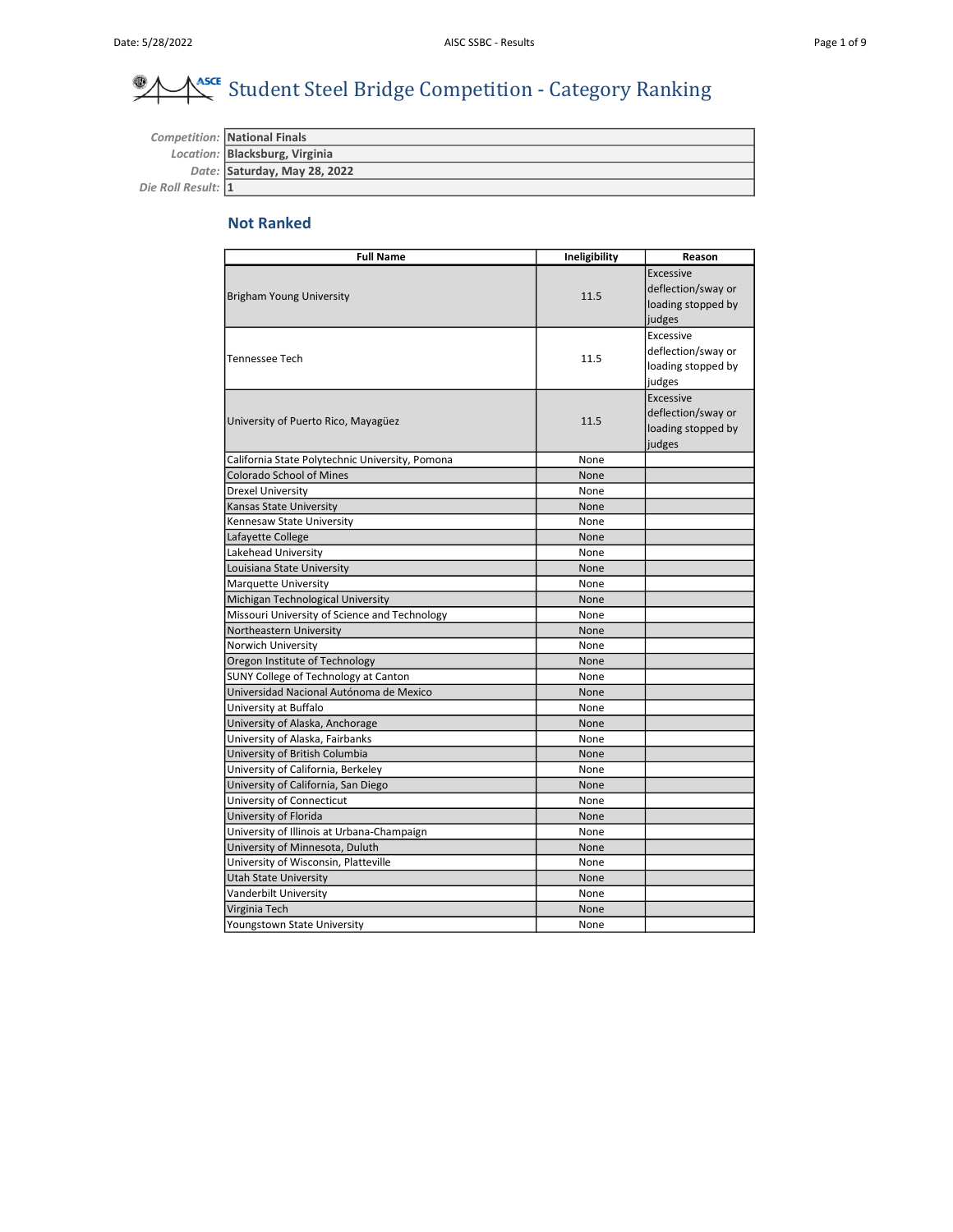# Student Steel Bridge Competition - Category Ranking

| | |
|---|---|
| *Competition:* | **National Finals** |
| *Location:* | **Blacksburg, Virginia** |
| *Date:* | **Saturday, May 28, 2022** |
| *Die Roll Result:* | **1** |

## Not Ranked

| Full Name | Ineligibility | Reason |
|---|---|---|
| Brigham Young University | 11.5 | Excessive deflection/sway or loading stopped by judges |
| Tennessee Tech | 11.5 | Excessive deflection/sway or loading stopped by judges |
| University of Puerto Rico, Mayagüez | 11.5 | Excessive deflection/sway or loading stopped by judges |
| California State Polytechnic University, Pomona | None | |
| Colorado School of Mines | None | |
| Drexel University | None | |
| Kansas State University | None | |
| Kennesaw State University | None | |
| Lafayette College | None | |
| Lakehead University | None | |
| Louisiana State University | None | |
| Marquette University | None | |
| Michigan Technological University | None | |
| Missouri University of Science and Technology | None | |
| Northeastern University | None | |
| Norwich University | None | |
| Oregon Institute of Technology | None | |
| SUNY College of Technology at Canton | None | |
| Universidad Nacional Autónoma de Mexico | None | |
| University at Buffalo | None | |
| University of Alaska, Anchorage | None | |
| University of Alaska, Fairbanks | None | |
| University of British Columbia | None | |
| University of California, Berkeley | None | |
| University of California, San Diego | None | |
| University of Connecticut | None | |
| University of Florida | None | |
| University of Illinois at Urbana-Champaign | None | |
| University of Minnesota, Duluth | None | |
| University of Wisconsin, Platteville | None | |
| Utah State University | None | |
| Vanderbilt University | None | |
| Virginia Tech | None | |
| Youngstown State University | None | |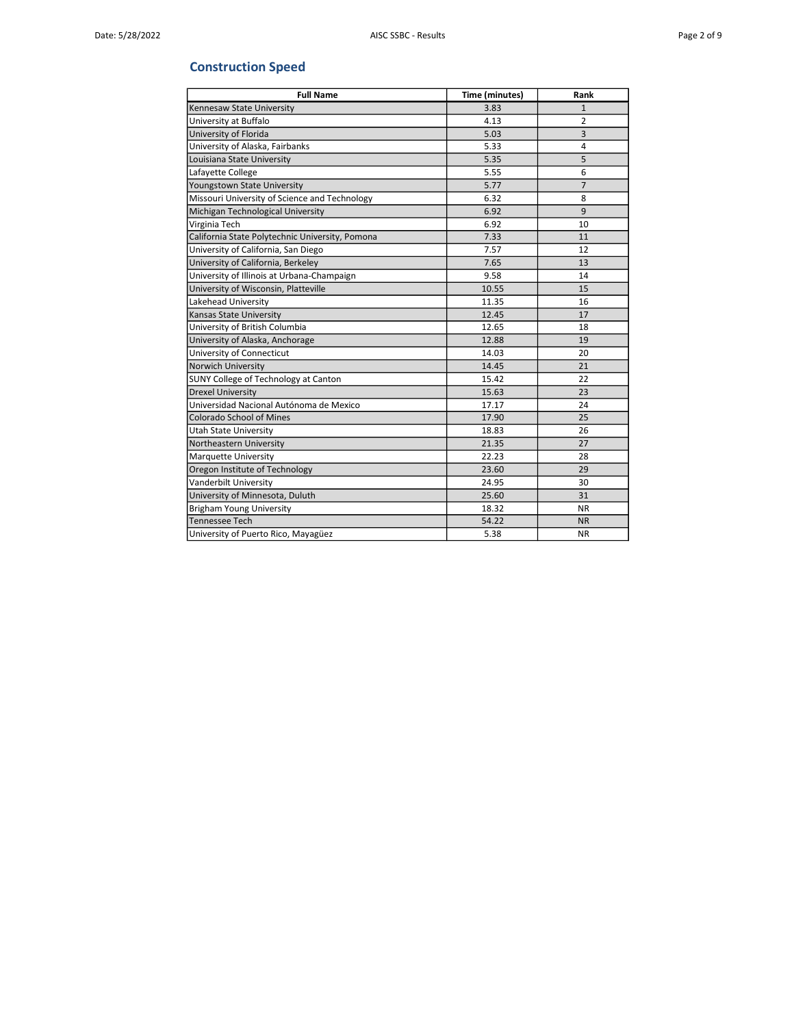## Construction Speed

| Full Name | Time (minutes) | Rank |
|---|---|---|
| Kennesaw State University | 3.83 | 1 |
| University at Buffalo | 4.13 | 2 |
| University of Florida | 5.03 | 3 |
| University of Alaska, Fairbanks | 5.33 | 4 |
| Louisiana State University | 5.35 | 5 |
| Lafayette College | 5.55 | 6 |
| Youngstown State University | 5.77 | 7 |
| Missouri University of Science and Technology | 6.32 | 8 |
| Michigan Technological University | 6.92 | 9 |
| Virginia Tech | 6.92 | 10 |
| California State Polytechnic University, Pomona | 7.33 | 11 |
| University of California, San Diego | 7.57 | 12 |
| University of California, Berkeley | 7.65 | 13 |
| University of Illinois at Urbana-Champaign | 9.58 | 14 |
| University of Wisconsin, Platteville | 10.55 | 15 |
| Lakehead University | 11.35 | 16 |
| Kansas State University | 12.45 | 17 |
| University of British Columbia | 12.65 | 18 |
| University of Alaska, Anchorage | 12.88 | 19 |
| University of Connecticut | 14.03 | 20 |
| Norwich University | 14.45 | 21 |
| SUNY College of Technology at Canton | 15.42 | 22 |
| Drexel University | 15.63 | 23 |
| Universidad Nacional Autónoma de Mexico | 17.17 | 24 |
| Colorado School of Mines | 17.90 | 25 |
| Utah State University | 18.83 | 26 |
| Northeastern University | 21.35 | 27 |
| Marquette University | 22.23 | 28 |
| Oregon Institute of Technology | 23.60 | 29 |
| Vanderbilt University | 24.95 | 30 |
| University of Minnesota, Duluth | 25.60 | 31 |
| Brigham Young University | 18.32 | NR |
| Tennessee Tech | 54.22 | NR |
| University of Puerto Rico, Mayagüez | 5.38 | NR |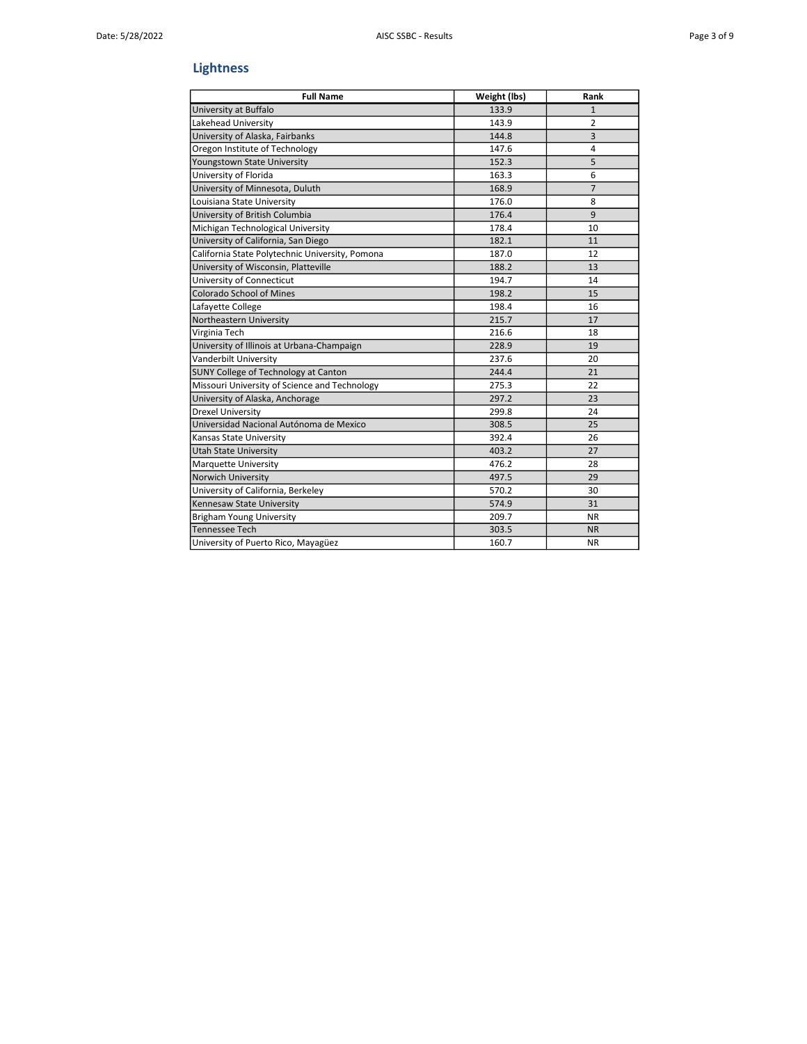## Lightness

| Full Name | Weight (lbs) | Rank |
|---|---|---|
| University at Buffalo | 133.9 | 1 |
| Lakehead University | 143.9 | 2 |
| University of Alaska, Fairbanks | 144.8 | 3 |
| Oregon Institute of Technology | 147.6 | 4 |
| Youngstown State University | 152.3 | 5 |
| University of Florida | 163.3 | 6 |
| University of Minnesota, Duluth | 168.9 | 7 |
| Louisiana State University | 176.0 | 8 |
| University of British Columbia | 176.4 | 9 |
| Michigan Technological University | 178.4 | 10 |
| University of California, San Diego | 182.1 | 11 |
| California State Polytechnic University, Pomona | 187.0 | 12 |
| University of Wisconsin, Platteville | 188.2 | 13 |
| University of Connecticut | 194.7 | 14 |
| Colorado School of Mines | 198.2 | 15 |
| Lafayette College | 198.4 | 16 |
| Northeastern University | 215.7 | 17 |
| Virginia Tech | 216.6 | 18 |
| University of Illinois at Urbana-Champaign | 228.9 | 19 |
| Vanderbilt University | 237.6 | 20 |
| SUNY College of Technology at Canton | 244.4 | 21 |
| Missouri University of Science and Technology | 275.3 | 22 |
| University of Alaska, Anchorage | 297.2 | 23 |
| Drexel University | 299.8 | 24 |
| Universidad Nacional Autónoma de Mexico | 308.5 | 25 |
| Kansas State University | 392.4 | 26 |
| Utah State University | 403.2 | 27 |
| Marquette University | 476.2 | 28 |
| Norwich University | 497.5 | 29 |
| University of California, Berkeley | 570.2 | 30 |
| Kennesaw State University | 574.9 | 31 |
| Brigham Young University | 209.7 | NR |
| Tennessee Tech | 303.5 | NR |
| University of Puerto Rico, Mayagüez | 160.7 | NR |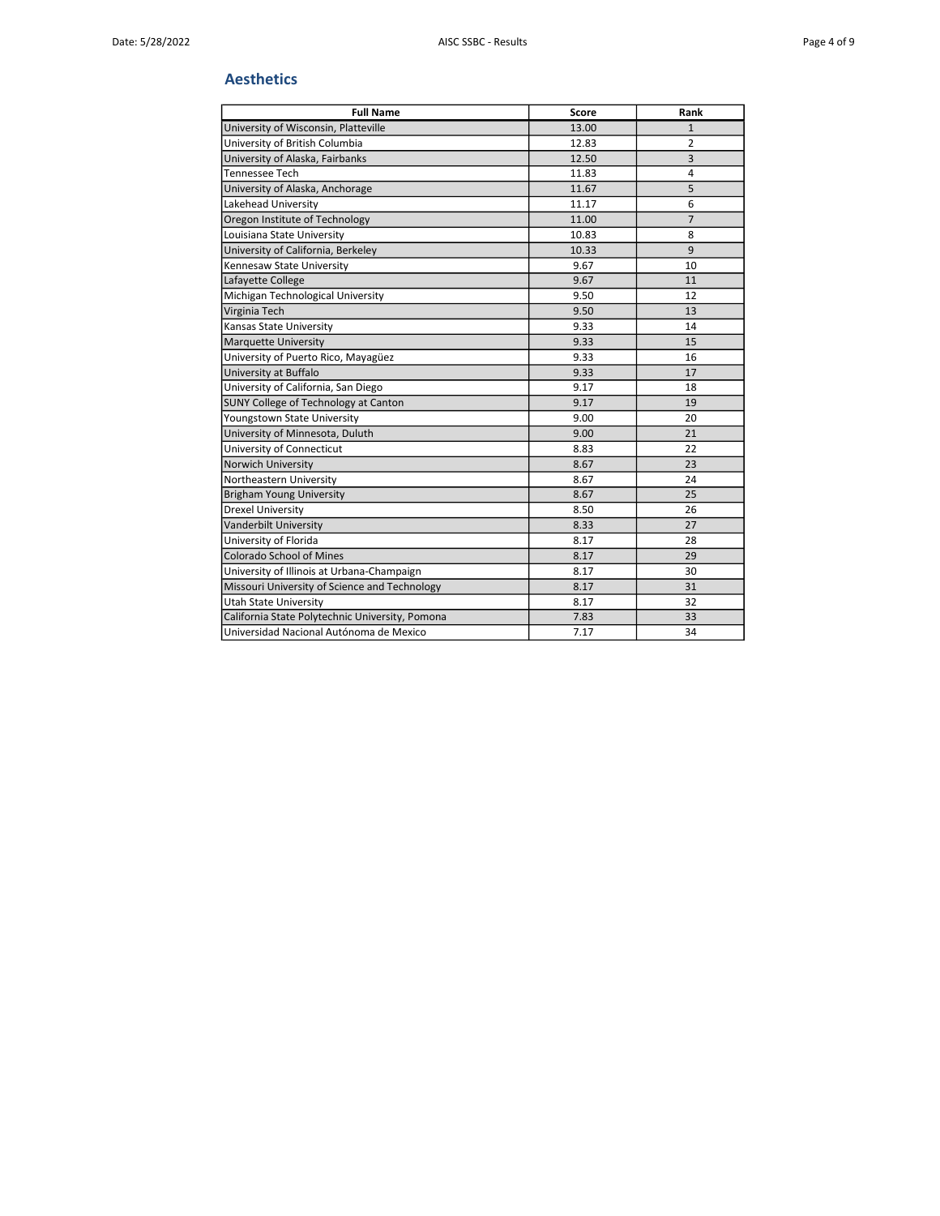## Aesthetics

| Full Name | Score | Rank |
| --- | --- | --- |
| University of Wisconsin, Platteville | 13.00 | 1 |
| University of British Columbia | 12.83 | 2 |
| University of Alaska, Fairbanks | 12.50 | 3 |
| Tennessee Tech | 11.83 | 4 |
| University of Alaska, Anchorage | 11.67 | 5 |
| Lakehead University | 11.17 | 6 |
| Oregon Institute of Technology | 11.00 | 7 |
| Louisiana State University | 10.83 | 8 |
| University of California, Berkeley | 10.33 | 9 |
| Kennesaw State University | 9.67 | 10 |
| Lafayette College | 9.67 | 11 |
| Michigan Technological University | 9.50 | 12 |
| Virginia Tech | 9.50 | 13 |
| Kansas State University | 9.33 | 14 |
| Marquette University | 9.33 | 15 |
| University of Puerto Rico, Mayagüez | 9.33 | 16 |
| University at Buffalo | 9.33 | 17 |
| University of California, San Diego | 9.17 | 18 |
| SUNY College of Technology at Canton | 9.17 | 19 |
| Youngstown State University | 9.00 | 20 |
| University of Minnesota, Duluth | 9.00 | 21 |
| University of Connecticut | 8.83 | 22 |
| Norwich University | 8.67 | 23 |
| Northeastern University | 8.67 | 24 |
| Brigham Young University | 8.67 | 25 |
| Drexel University | 8.50 | 26 |
| Vanderbilt University | 8.33 | 27 |
| University of Florida | 8.17 | 28 |
| Colorado School of Mines | 8.17 | 29 |
| University of Illinois at Urbana-Champaign | 8.17 | 30 |
| Missouri University of Science and Technology | 8.17 | 31 |
| Utah State University | 8.17 | 32 |
| California State Polytechnic University, Pomona | 7.83 | 33 |
| Universidad Nacional Autónoma de Mexico | 7.17 | 34 |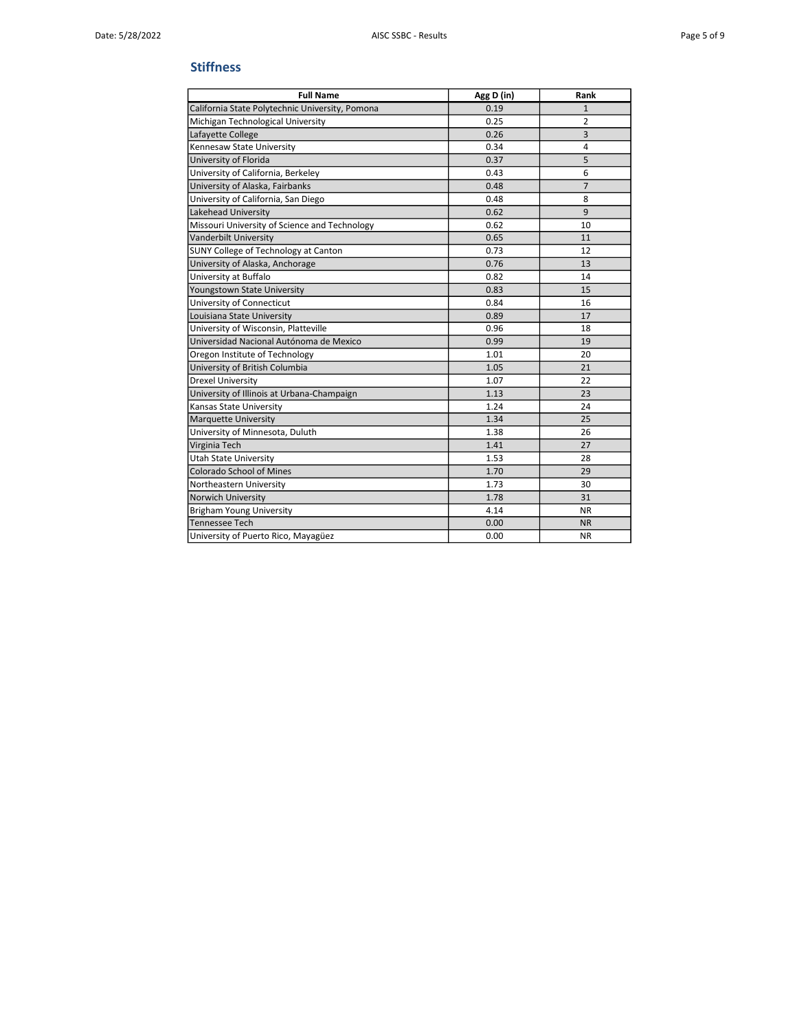## Stiffness

| Full Name | Agg D (in) | Rank |
|---|---|---|
| California State Polytechnic University, Pomona | 0.19 | 1 |
| Michigan Technological University | 0.25 | 2 |
| Lafayette College | 0.26 | 3 |
| Kennesaw State University | 0.34 | 4 |
| University of Florida | 0.37 | 5 |
| University of California, Berkeley | 0.43 | 6 |
| University of Alaska, Fairbanks | 0.48 | 7 |
| University of California, San Diego | 0.48 | 8 |
| Lakehead University | 0.62 | 9 |
| Missouri University of Science and Technology | 0.62 | 10 |
| Vanderbilt University | 0.65 | 11 |
| SUNY College of Technology at Canton | 0.73 | 12 |
| University of Alaska, Anchorage | 0.76 | 13 |
| University at Buffalo | 0.82 | 14 |
| Youngstown State University | 0.83 | 15 |
| University of Connecticut | 0.84 | 16 |
| Louisiana State University | 0.89 | 17 |
| University of Wisconsin, Platteville | 0.96 | 18 |
| Universidad Nacional Autónoma de Mexico | 0.99 | 19 |
| Oregon Institute of Technology | 1.01 | 20 |
| University of British Columbia | 1.05 | 21 |
| Drexel University | 1.07 | 22 |
| University of Illinois at Urbana-Champaign | 1.13 | 23 |
| Kansas State University | 1.24 | 24 |
| Marquette University | 1.34 | 25 |
| University of Minnesota, Duluth | 1.38 | 26 |
| Virginia Tech | 1.41 | 27 |
| Utah State University | 1.53 | 28 |
| Colorado School of Mines | 1.70 | 29 |
| Northeastern University | 1.73 | 30 |
| Norwich University | 1.78 | 31 |
| Brigham Young University | 4.14 | NR |
| Tennessee Tech | 0.00 | NR |
| University of Puerto Rico, Mayagüez | 0.00 | NR |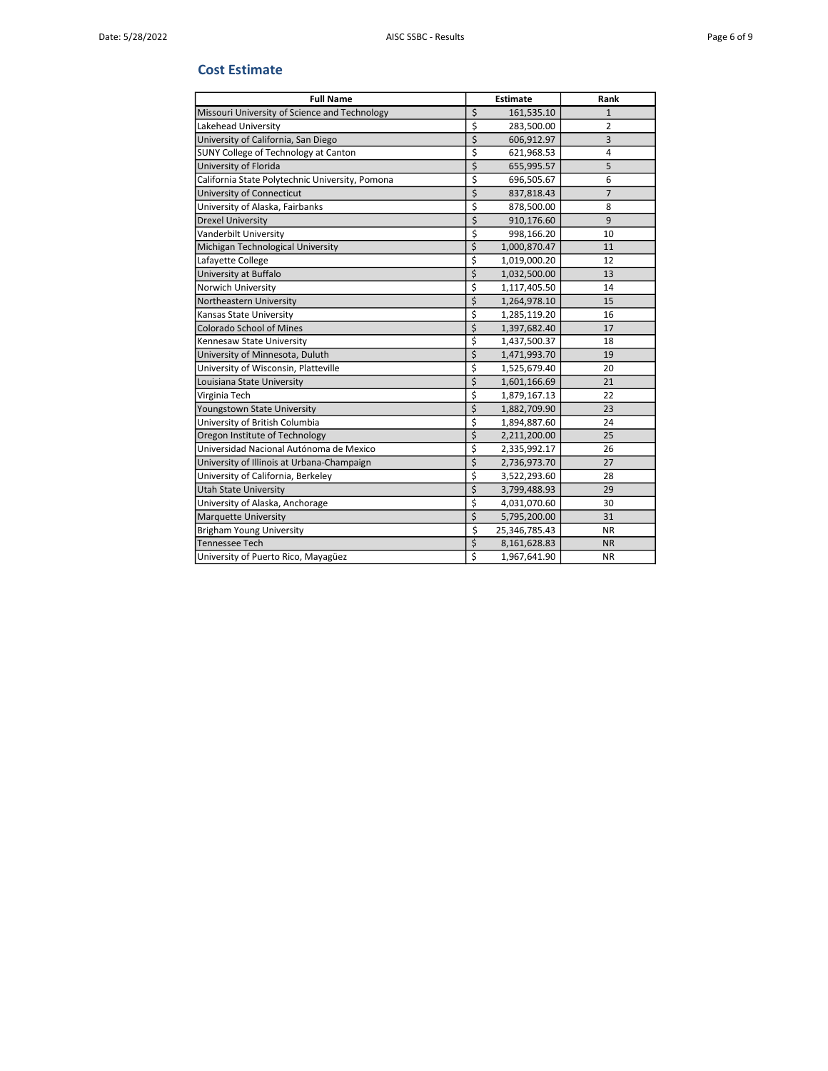## Cost Estimate

| Full Name | Estimate | Rank |
|---|---|---|
| Missouri University of Science and Technology | $ 161,535.10 | 1 |
| Lakehead University | $ 283,500.00 | 2 |
| University of California, San Diego | $ 606,912.97 | 3 |
| SUNY College of Technology at Canton | $ 621,968.53 | 4 |
| University of Florida | $ 655,995.57 | 5 |
| California State Polytechnic University, Pomona | $ 696,505.67 | 6 |
| University of Connecticut | $ 837,818.43 | 7 |
| University of Alaska, Fairbanks | $ 878,500.00 | 8 |
| Drexel University | $ 910,176.60 | 9 |
| Vanderbilt University | $ 998,166.20 | 10 |
| Michigan Technological University | $ 1,000,870.47 | 11 |
| Lafayette College | $ 1,019,000.20 | 12 |
| University at Buffalo | $ 1,032,500.00 | 13 |
| Norwich University | $ 1,117,405.50 | 14 |
| Northeastern University | $ 1,264,978.10 | 15 |
| Kansas State University | $ 1,285,119.20 | 16 |
| Colorado School of Mines | $ 1,397,682.40 | 17 |
| Kennesaw State University | $ 1,437,500.37 | 18 |
| University of Minnesota, Duluth | $ 1,471,993.70 | 19 |
| University of Wisconsin, Platteville | $ 1,525,679.40 | 20 |
| Louisiana State University | $ 1,601,166.69 | 21 |
| Virginia Tech | $ 1,879,167.13 | 22 |
| Youngstown State University | $ 1,882,709.90 | 23 |
| University of British Columbia | $ 1,894,887.60 | 24 |
| Oregon Institute of Technology | $ 2,211,200.00 | 25 |
| Universidad Nacional Autónoma de Mexico | $ 2,335,992.17 | 26 |
| University of Illinois at Urbana-Champaign | $ 2,736,973.70 | 27 |
| University of California, Berkeley | $ 3,522,293.60 | 28 |
| Utah State University | $ 3,799,488.93 | 29 |
| University of Alaska, Anchorage | $ 4,031,070.60 | 30 |
| Marquette University | $ 5,795,200.00 | 31 |
| Brigham Young University | $ 25,346,785.43 | NR |
| Tennessee Tech | $ 8,161,628.83 | NR |
| University of Puerto Rico, Mayagüez | $ 1,967,641.90 | NR |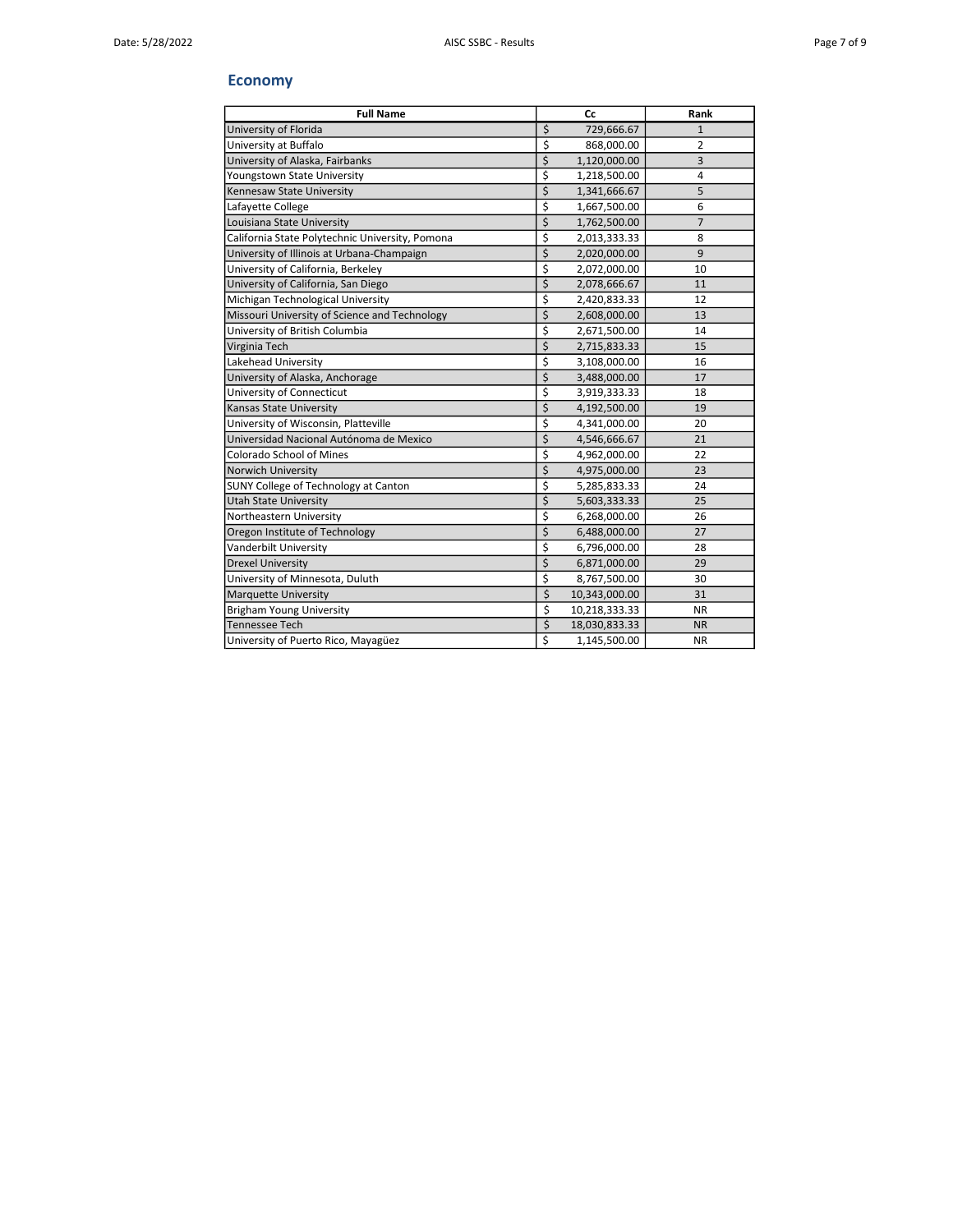## Economy

| Full Name | Cc | Rank |
|---|---|---|
| University of Florida | $ 729,666.67 | 1 |
| University at Buffalo | $ 868,000.00 | 2 |
| University of Alaska, Fairbanks | $ 1,120,000.00 | 3 |
| Youngstown State University | $ 1,218,500.00 | 4 |
| Kennesaw State University | $ 1,341,666.67 | 5 |
| Lafayette College | $ 1,667,500.00 | 6 |
| Louisiana State University | $ 1,762,500.00 | 7 |
| California State Polytechnic University, Pomona | $ 2,013,333.33 | 8 |
| University of Illinois at Urbana-Champaign | $ 2,020,000.00 | 9 |
| University of California, Berkeley | $ 2,072,000.00 | 10 |
| University of California, San Diego | $ 2,078,666.67 | 11 |
| Michigan Technological University | $ 2,420,833.33 | 12 |
| Missouri University of Science and Technology | $ 2,608,000.00 | 13 |
| University of British Columbia | $ 2,671,500.00 | 14 |
| Virginia Tech | $ 2,715,833.33 | 15 |
| Lakehead University | $ 3,108,000.00 | 16 |
| University of Alaska, Anchorage | $ 3,488,000.00 | 17 |
| University of Connecticut | $ 3,919,333.33 | 18 |
| Kansas State University | $ 4,192,500.00 | 19 |
| University of Wisconsin, Platteville | $ 4,341,000.00 | 20 |
| Universidad Nacional Autónoma de Mexico | $ 4,546,666.67 | 21 |
| Colorado School of Mines | $ 4,962,000.00 | 22 |
| Norwich University | $ 4,975,000.00 | 23 |
| SUNY College of Technology at Canton | $ 5,285,833.33 | 24 |
| Utah State University | $ 5,603,333.33 | 25 |
| Northeastern University | $ 6,268,000.00 | 26 |
| Oregon Institute of Technology | $ 6,488,000.00 | 27 |
| Vanderbilt University | $ 6,796,000.00 | 28 |
| Drexel University | $ 6,871,000.00 | 29 |
| University of Minnesota, Duluth | $ 8,767,500.00 | 30 |
| Marquette University | $ 10,343,000.00 | 31 |
| Brigham Young University | $ 10,218,333.33 | NR |
| Tennessee Tech | $ 18,030,833.33 | NR |
| University of Puerto Rico, Mayagüez | $ 1,145,500.00 | NR |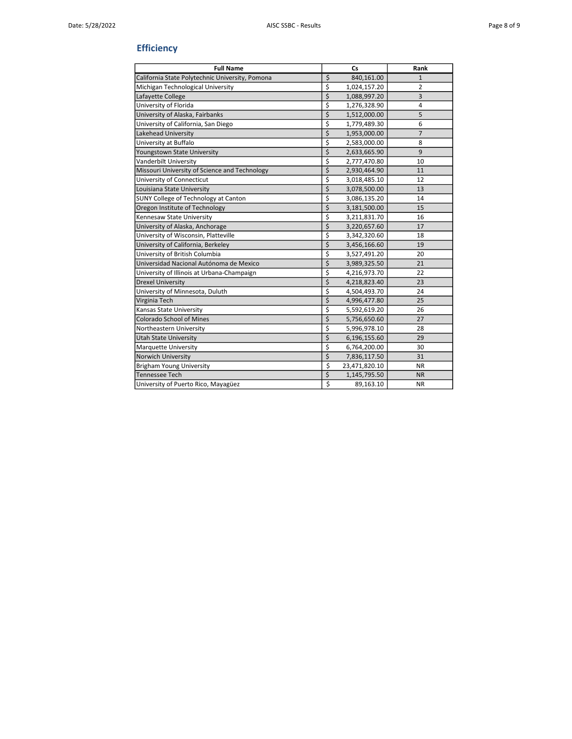## Efficiency

| Full Name | Cs | Rank |
|---|---|---|
| California State Polytechnic University, Pomona | $ 840,161.00 | 1 |
| Michigan Technological University | $ 1,024,157.20 | 2 |
| Lafayette College | $ 1,088,997.20 | 3 |
| University of Florida | $ 1,276,328.90 | 4 |
| University of Alaska, Fairbanks | $ 1,512,000.00 | 5 |
| University of California, San Diego | $ 1,779,489.30 | 6 |
| Lakehead University | $ 1,953,000.00 | 7 |
| University at Buffalo | $ 2,583,000.00 | 8 |
| Youngstown State University | $ 2,633,665.90 | 9 |
| Vanderbilt University | $ 2,777,470.80 | 10 |
| Missouri University of Science and Technology | $ 2,930,464.90 | 11 |
| University of Connecticut | $ 3,018,485.10 | 12 |
| Louisiana State University | $ 3,078,500.00 | 13 |
| SUNY College of Technology at Canton | $ 3,086,135.20 | 14 |
| Oregon Institute of Technology | $ 3,181,500.00 | 15 |
| Kennesaw State University | $ 3,211,831.70 | 16 |
| University of Alaska, Anchorage | $ 3,220,657.60 | 17 |
| University of Wisconsin, Platteville | $ 3,342,320.60 | 18 |
| University of California, Berkeley | $ 3,456,166.60 | 19 |
| University of British Columbia | $ 3,527,491.20 | 20 |
| Universidad Nacional Autónoma de Mexico | $ 3,989,325.50 | 21 |
| University of Illinois at Urbana-Champaign | $ 4,216,973.70 | 22 |
| Drexel University | $ 4,218,823.40 | 23 |
| University of Minnesota, Duluth | $ 4,504,493.70 | 24 |
| Virginia Tech | $ 4,996,477.80 | 25 |
| Kansas State University | $ 5,592,619.20 | 26 |
| Colorado School of Mines | $ 5,756,650.60 | 27 |
| Northeastern University | $ 5,996,978.10 | 28 |
| Utah State University | $ 6,196,155.60 | 29 |
| Marquette University | $ 6,764,200.00 | 30 |
| Norwich University | $ 7,836,117.50 | 31 |
| Brigham Young University | $ 23,471,820.10 | NR |
| Tennessee Tech | $ 1,145,795.50 | NR |
| University of Puerto Rico, Mayagüez | $ 89,163.10 | NR |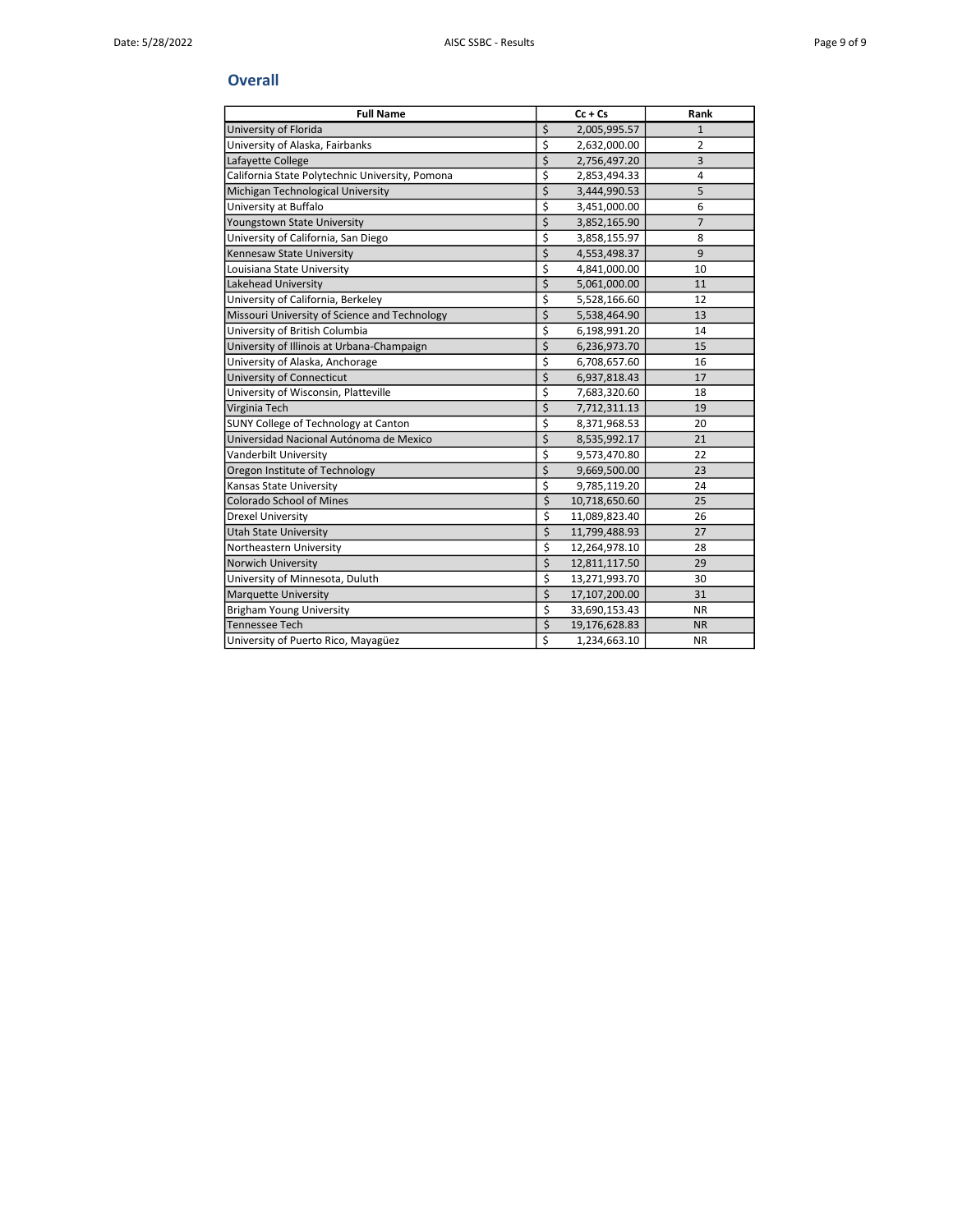## Overall

| Full Name | Cc + Cs | Rank |
|---|---|---|
| University of Florida | $ 2,005,995.57 | 1 |
| University of Alaska, Fairbanks | $ 2,632,000.00 | 2 |
| Lafayette College | $ 2,756,497.20 | 3 |
| California State Polytechnic University, Pomona | $ 2,853,494.33 | 4 |
| Michigan Technological University | $ 3,444,990.53 | 5 |
| University at Buffalo | $ 3,451,000.00 | 6 |
| Youngstown State University | $ 3,852,165.90 | 7 |
| University of California, San Diego | $ 3,858,155.97 | 8 |
| Kennesaw State University | $ 4,553,498.37 | 9 |
| Louisiana State University | $ 4,841,000.00 | 10 |
| Lakehead University | $ 5,061,000.00 | 11 |
| University of California, Berkeley | $ 5,528,166.60 | 12 |
| Missouri University of Science and Technology | $ 5,538,464.90 | 13 |
| University of British Columbia | $ 6,198,991.20 | 14 |
| University of Illinois at Urbana-Champaign | $ 6,236,973.70 | 15 |
| University of Alaska, Anchorage | $ 6,708,657.60 | 16 |
| University of Connecticut | $ 6,937,818.43 | 17 |
| University of Wisconsin, Platteville | $ 7,683,320.60 | 18 |
| Virginia Tech | $ 7,712,311.13 | 19 |
| SUNY College of Technology at Canton | $ 8,371,968.53 | 20 |
| Universidad Nacional Autónoma de Mexico | $ 8,535,992.17 | 21 |
| Vanderbilt University | $ 9,573,470.80 | 22 |
| Oregon Institute of Technology | $ 9,669,500.00 | 23 |
| Kansas State University | $ 9,785,119.20 | 24 |
| Colorado School of Mines | $ 10,718,650.60 | 25 |
| Drexel University | $ 11,089,823.40 | 26 |
| Utah State University | $ 11,799,488.93 | 27 |
| Northeastern University | $ 12,264,978.10 | 28 |
| Norwich University | $ 12,811,117.50 | 29 |
| University of Minnesota, Duluth | $ 13,271,993.70 | 30 |
| Marquette University | $ 17,107,200.00 | 31 |
| Brigham Young University | $ 33,690,153.43 | NR |
| Tennessee Tech | $ 19,176,628.83 | NR |
| University of Puerto Rico, Mayagüez | $ 1,234,663.10 | NR |